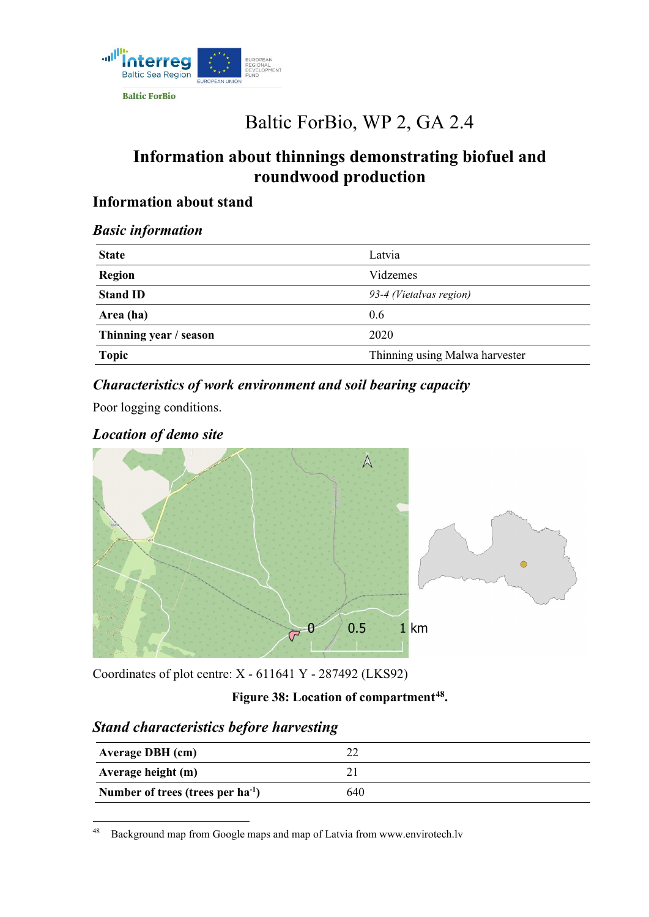Baltic ForBio, WP 2, GA 2.4

# Information about thinnings demonstrating biofuel and roundwood production

## Information about stand

### *Basic information*

| | |
|---|---|
| **State** | Latvia |
| **Region** | Vidzemes |
| **Stand ID** | *93-4 (Vietalvas region)* |
| **Area (ha)** | 0.6 |
| **Thinning year / season** | 2020 |
| **Topic** | Thinning using Malwa harvester |

### *Characteristics of work environment and soil bearing capacity*

Poor logging conditions.

### *Location of demo site*

Coordinates of plot centre: X - 611641 Y - 287492 (LKS92)

**Figure 38: Location of compartment[48].**

### *Stand characteristics before harvesting*

| | |
|---|---|
| **Average DBH (cm)** | 22 |
| **Average height (m)** | 21 |
| **Number of trees (trees per ha$^{-1}$)** | 640 |

[48] Background map from Google maps and map of Latvia from www.envirotech.lv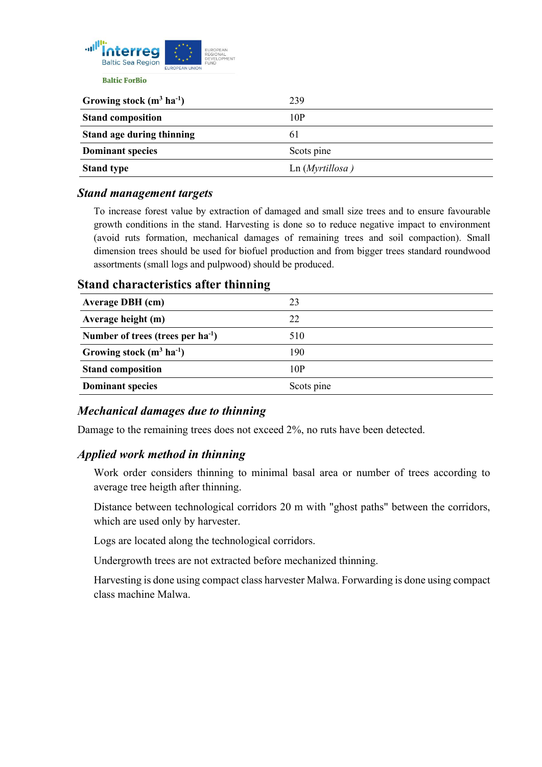| | |
|---|---|
| **Growing stock ($m^3$ $ha^{-1}$)** | 239 |
| **Stand composition** | 10P |
| **Stand age during thinning** | 61 |
| **Dominant species** | Scots pine |
| **Stand type** | Ln (*Myrtillosa* ) |

### *Stand management targets*

To increase forest value by extraction of damaged and small size trees and to ensure favourable growth conditions in the stand. Harvesting is done so to reduce negative impact to environment (avoid ruts formation, mechanical damages of remaining trees and soil compaction). Small dimension trees should be used for biofuel production and from bigger trees standard roundwood assortments (small logs and pulpwood) should be produced.

## Stand characteristics after thinning

| | |
|---|---|
| **Average DBH (cm)** | 23 |
| **Average height (m)** | 22 |
| **Number of trees (trees per $ha^{-1}$)** | 510 |
| **Growing stock ($m^3$ $ha^{-1}$)** | 190 |
| **Stand composition** | 10P |
| **Dominant species** | Scots pine |

### *Mechanical damages due to thinning*

Damage to the remaining trees does not exceed 2%, no ruts have been detected.

### *Applied work method in thinning*

Work order considers thinning to minimal basal area or number of trees according to average tree heigth after thinning.

Distance between technological corridors 20 m with "ghost paths" between the corridors, which are used only by harvester.

Logs are located along the technological corridors.

Undergrowth trees are not extracted before mechanized thinning.

Harvesting is done using compact class harvester Malwa. Forwarding is done using compact class machine Malwa.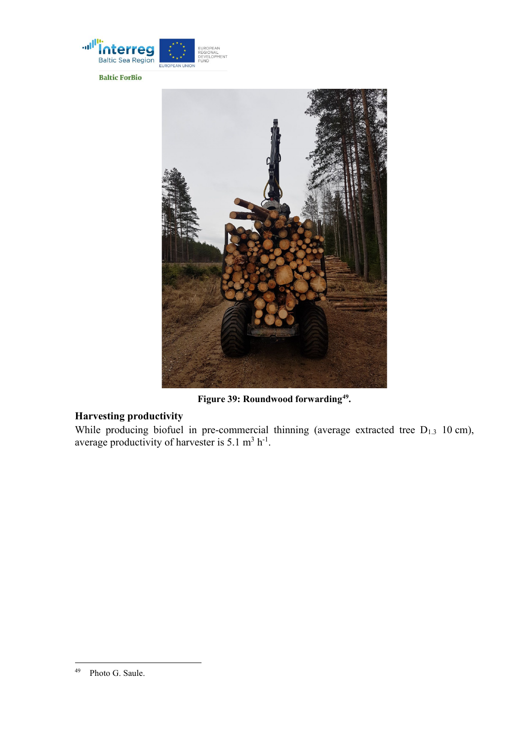Figure 39: Roundwood forwarding[49].

## Harvesting productivity

While producing biofuel in pre-commercial thinning (average extracted tree $D_{1.3}$ 10 cm), average productivity of harvester is 5.1 $m^3$ $h^{-1}$.

[49] Photo G. Saule.